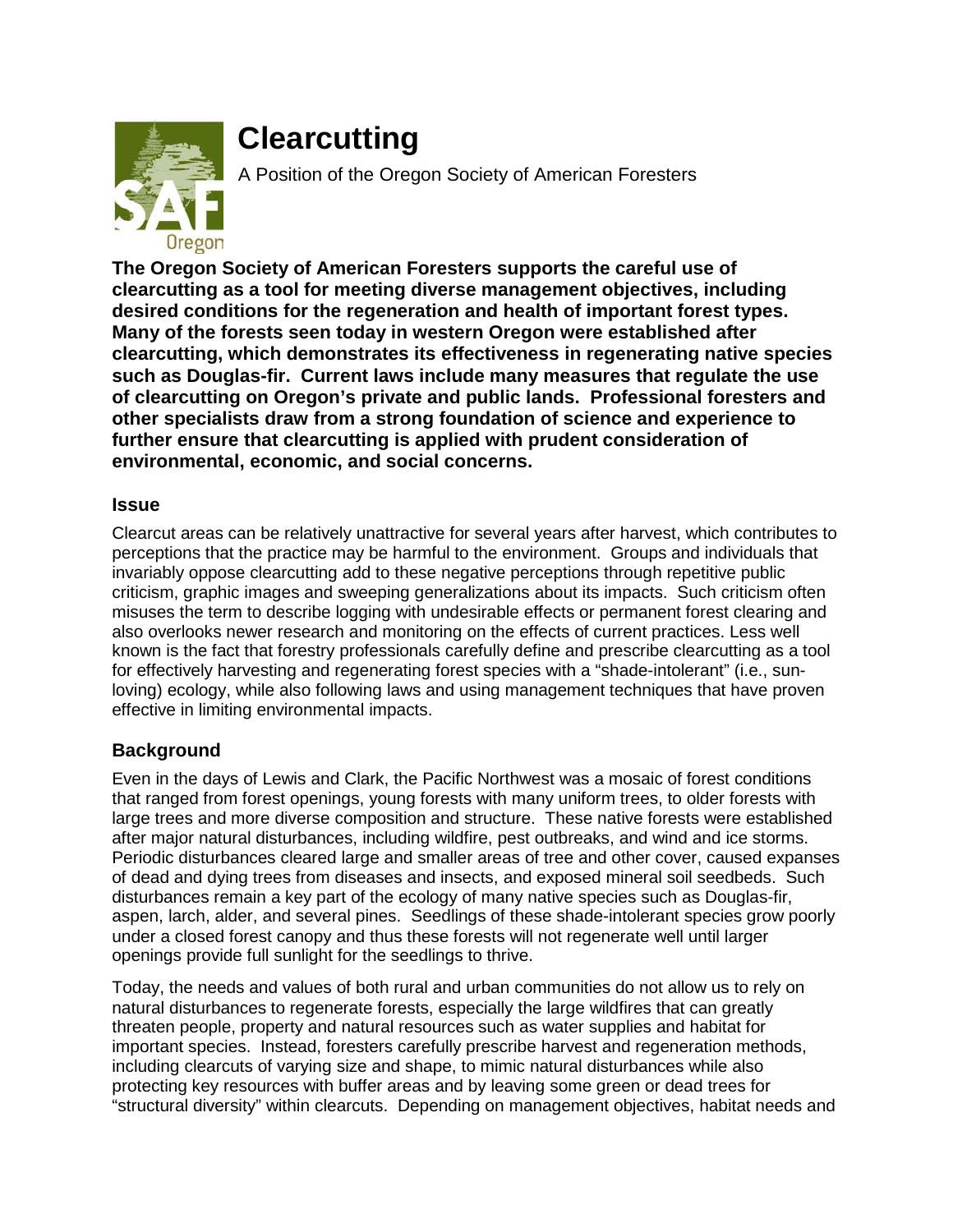# Clearcutting

A Position of the Oregon Society of American Foresters

**The Oregon Society of American Foresters supports the careful use of clearcutting as a tool for meeting diverse management objectives, including desired conditions for the regeneration and health of important forest types. Many of the forests seen today in western Oregon were established after clearcutting, which demonstrates its effectiveness in regenerating native species such as Douglas-fir. Current laws include many measures that regulate the use of clearcutting on Oregon's private and public lands. Professional foresters and other specialists draw from a strong foundation of science and experience to further ensure that clearcutting is applied with prudent consideration of environmental, economic, and social concerns.**

### Issue

Clearcut areas can be relatively unattractive for several years after harvest, which contributes to perceptions that the practice may be harmful to the environment. Groups and individuals that invariably oppose clearcutting add to these negative perceptions through repetitive public criticism, graphic images and sweeping generalizations about its impacts. Such criticism often misuses the term to describe logging with undesirable effects or permanent forest clearing and also overlooks newer research and monitoring on the effects of current practices. Less well known is the fact that forestry professionals carefully define and prescribe clearcutting as a tool for effectively harvesting and regenerating forest species with a "shade-intolerant" (i.e., sun-loving) ecology, while also following laws and using management techniques that have proven effective in limiting environmental impacts.

## Background

Even in the days of Lewis and Clark, the Pacific Northwest was a mosaic of forest conditions that ranged from forest openings, young forests with many uniform trees, to older forests with large trees and more diverse composition and structure. These native forests were established after major natural disturbances, including wildfire, pest outbreaks, and wind and ice storms. Periodic disturbances cleared large and smaller areas of tree and other cover, caused expanses of dead and dying trees from diseases and insects, and exposed mineral soil seedbeds. Such disturbances remain a key part of the ecology of many native species such as Douglas-fir, aspen, larch, alder, and several pines. Seedlings of these shade-intolerant species grow poorly under a closed forest canopy and thus these forests will not regenerate well until larger openings provide full sunlight for the seedlings to thrive.

Today, the needs and values of both rural and urban communities do not allow us to rely on natural disturbances to regenerate forests, especially the large wildfires that can greatly threaten people, property and natural resources such as water supplies and habitat for important species. Instead, foresters carefully prescribe harvest and regeneration methods, including clearcuts of varying size and shape, to mimic natural disturbances while also protecting key resources with buffer areas and by leaving some green or dead trees for "structural diversity" within clearcuts. Depending on management objectives, habitat needs and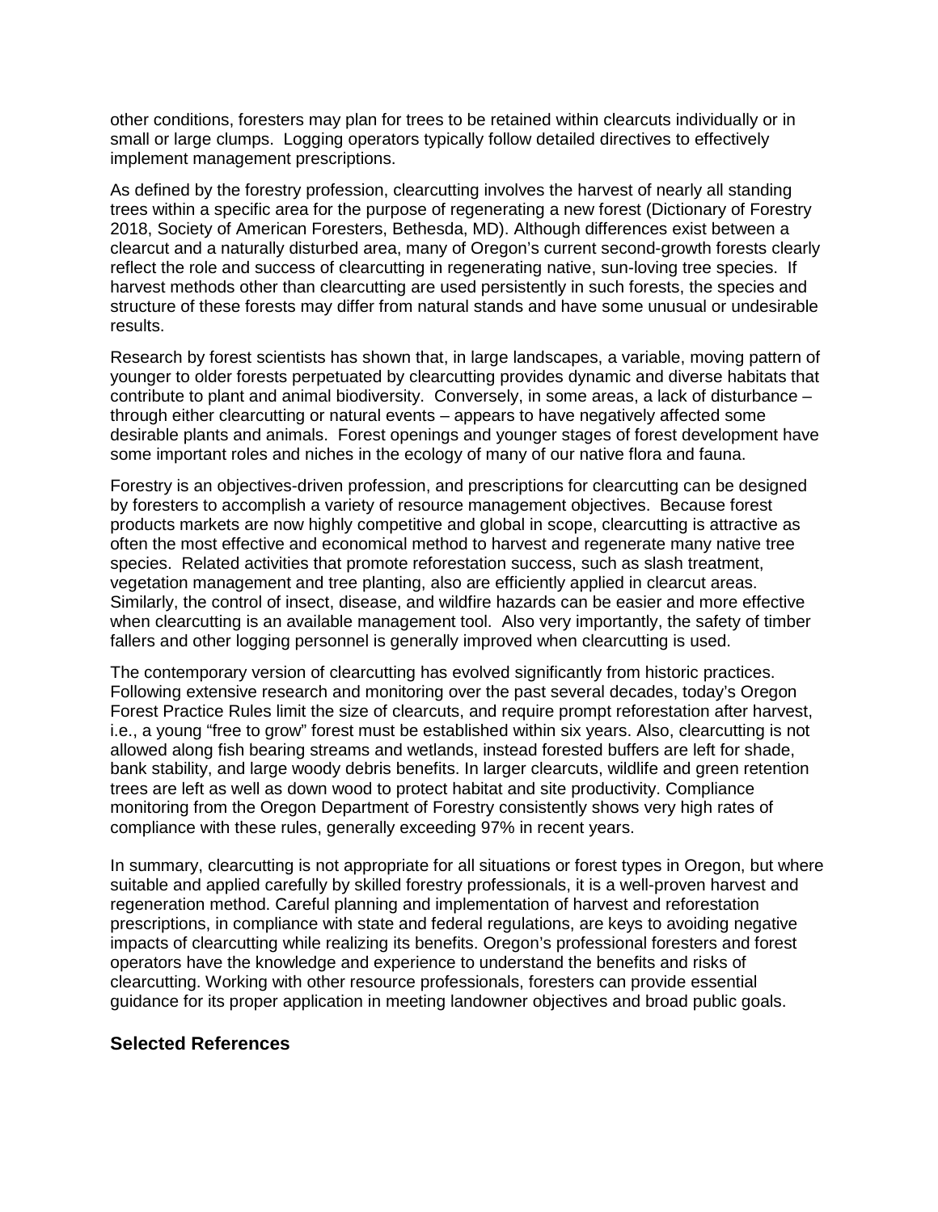other conditions, foresters may plan for trees to be retained within clearcuts individually or in small or large clumps. Logging operators typically follow detailed directives to effectively implement management prescriptions.

As defined by the forestry profession, clearcutting involves the harvest of nearly all standing trees within a specific area for the purpose of regenerating a new forest (Dictionary of Forestry 2018, Society of American Foresters, Bethesda, MD). Although differences exist between a clearcut and a naturally disturbed area, many of Oregon's current second-growth forests clearly reflect the role and success of clearcutting in regenerating native, sun-loving tree species. If harvest methods other than clearcutting are used persistently in such forests, the species and structure of these forests may differ from natural stands and have some unusual or undesirable results.

Research by forest scientists has shown that, in large landscapes, a variable, moving pattern of younger to older forests perpetuated by clearcutting provides dynamic and diverse habitats that contribute to plant and animal biodiversity. Conversely, in some areas, a lack of disturbance – through either clearcutting or natural events – appears to have negatively affected some desirable plants and animals. Forest openings and younger stages of forest development have some important roles and niches in the ecology of many of our native flora and fauna.

Forestry is an objectives-driven profession, and prescriptions for clearcutting can be designed by foresters to accomplish a variety of resource management objectives. Because forest products markets are now highly competitive and global in scope, clearcutting is attractive as often the most effective and economical method to harvest and regenerate many native tree species. Related activities that promote reforestation success, such as slash treatment, vegetation management and tree planting, also are efficiently applied in clearcut areas. Similarly, the control of insect, disease, and wildfire hazards can be easier and more effective when clearcutting is an available management tool. Also very importantly, the safety of timber fallers and other logging personnel is generally improved when clearcutting is used.

The contemporary version of clearcutting has evolved significantly from historic practices. Following extensive research and monitoring over the past several decades, today's Oregon Forest Practice Rules limit the size of clearcuts, and require prompt reforestation after harvest, i.e., a young "free to grow" forest must be established within six years. Also, clearcutting is not allowed along fish bearing streams and wetlands, instead forested buffers are left for shade, bank stability, and large woody debris benefits. In larger clearcuts, wildlife and green retention trees are left as well as down wood to protect habitat and site productivity. Compliance monitoring from the Oregon Department of Forestry consistently shows very high rates of compliance with these rules, generally exceeding 97% in recent years.

In summary, clearcutting is not appropriate for all situations or forest types in Oregon, but where suitable and applied carefully by skilled forestry professionals, it is a well-proven harvest and regeneration method. Careful planning and implementation of harvest and reforestation prescriptions, in compliance with state and federal regulations, are keys to avoiding negative impacts of clearcutting while realizing its benefits. Oregon's professional foresters and forest operators have the knowledge and experience to understand the benefits and risks of clearcutting. Working with other resource professionals, foresters can provide essential guidance for its proper application in meeting landowner objectives and broad public goals.

## Selected References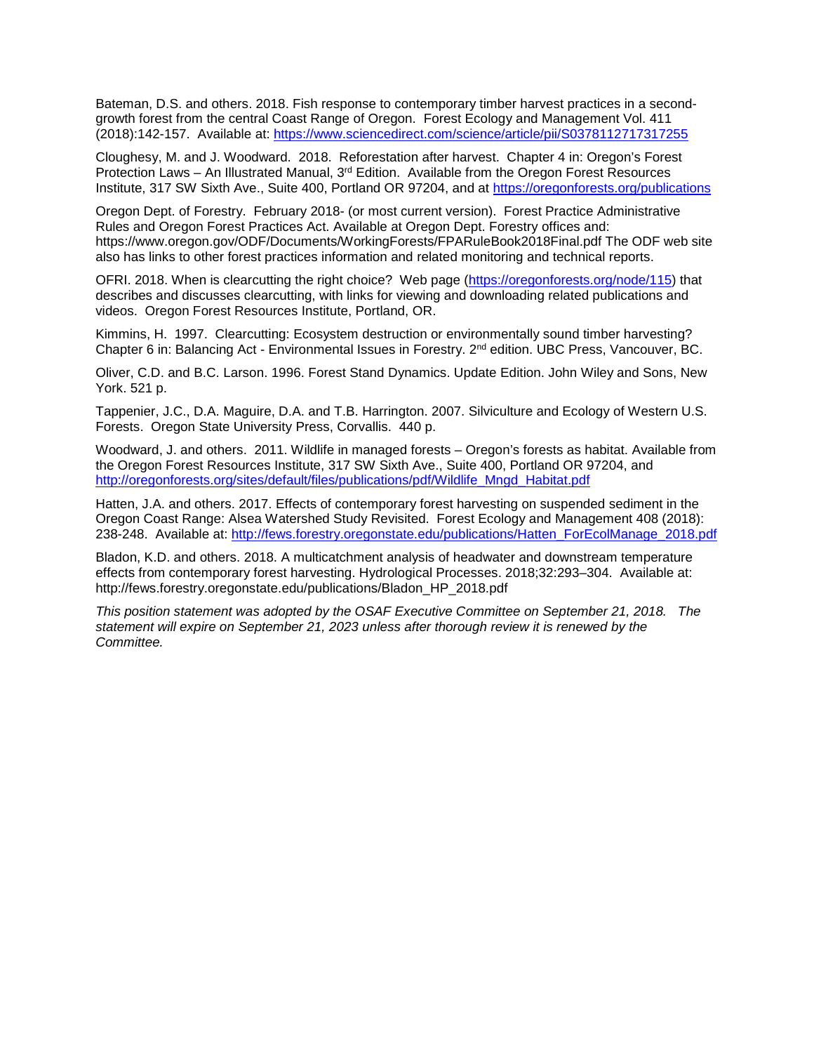Bateman, D.S. and others. 2018. Fish response to contemporary timber harvest practices in a second-growth forest from the central Coast Range of Oregon. Forest Ecology and Management Vol. 411 (2018):142-157. Available at: https://www.sciencedirect.com/science/article/pii/S0378112717317255

Cloughesy, M. and J. Woodward. 2018. Reforestation after harvest. Chapter 4 in: Oregon's Forest Protection Laws – An Illustrated Manual, 3rd Edition. Available from the Oregon Forest Resources Institute, 317 SW Sixth Ave., Suite 400, Portland OR 97204, and at https://oregonforests.org/publications

Oregon Dept. of Forestry. February 2018- (or most current version). Forest Practice Administrative Rules and Oregon Forest Practices Act. Available at Oregon Dept. Forestry offices and: https://www.oregon.gov/ODF/Documents/WorkingForests/FPARuleBook2018Final.pdf The ODF web site also has links to other forest practices information and related monitoring and technical reports.

OFRI. 2018. When is clearcutting the right choice? Web page (https://oregonforests.org/node/115) that describes and discusses clearcutting, with links for viewing and downloading related publications and videos. Oregon Forest Resources Institute, Portland, OR.

Kimmins, H. 1997. Clearcutting: Ecosystem destruction or environmentally sound timber harvesting? Chapter 6 in: Balancing Act - Environmental Issues in Forestry. 2nd edition. UBC Press, Vancouver, BC.

Oliver, C.D. and B.C. Larson. 1996. Forest Stand Dynamics. Update Edition. John Wiley and Sons, New York. 521 p.

Tappenier, J.C., D.A. Maguire, D.A. and T.B. Harrington. 2007. Silviculture and Ecology of Western U.S. Forests. Oregon State University Press, Corvallis. 440 p.

Woodward, J. and others. 2011. Wildlife in managed forests – Oregon's forests as habitat. Available from the Oregon Forest Resources Institute, 317 SW Sixth Ave., Suite 400, Portland OR 97204, and http://oregonforests.org/sites/default/files/publications/pdf/Wildlife_Mngd_Habitat.pdf

Hatten, J.A. and others. 2017. Effects of contemporary forest harvesting on suspended sediment in the Oregon Coast Range: Alsea Watershed Study Revisited. Forest Ecology and Management 408 (2018): 238-248. Available at: http://fews.forestry.oregonstate.edu/publications/Hatten_ForEcolManage_2018.pdf

Bladon, K.D. and others. 2018. A multicatchment analysis of headwater and downstream temperature effects from contemporary forest harvesting. Hydrological Processes. 2018;32:293–304. Available at: http://fews.forestry.oregonstate.edu/publications/Bladon_HP_2018.pdf

*This position statement was adopted by the OSAF Executive Committee on September 21, 2018. The statement will expire on September 21, 2023 unless after thorough review it is renewed by the Committee.*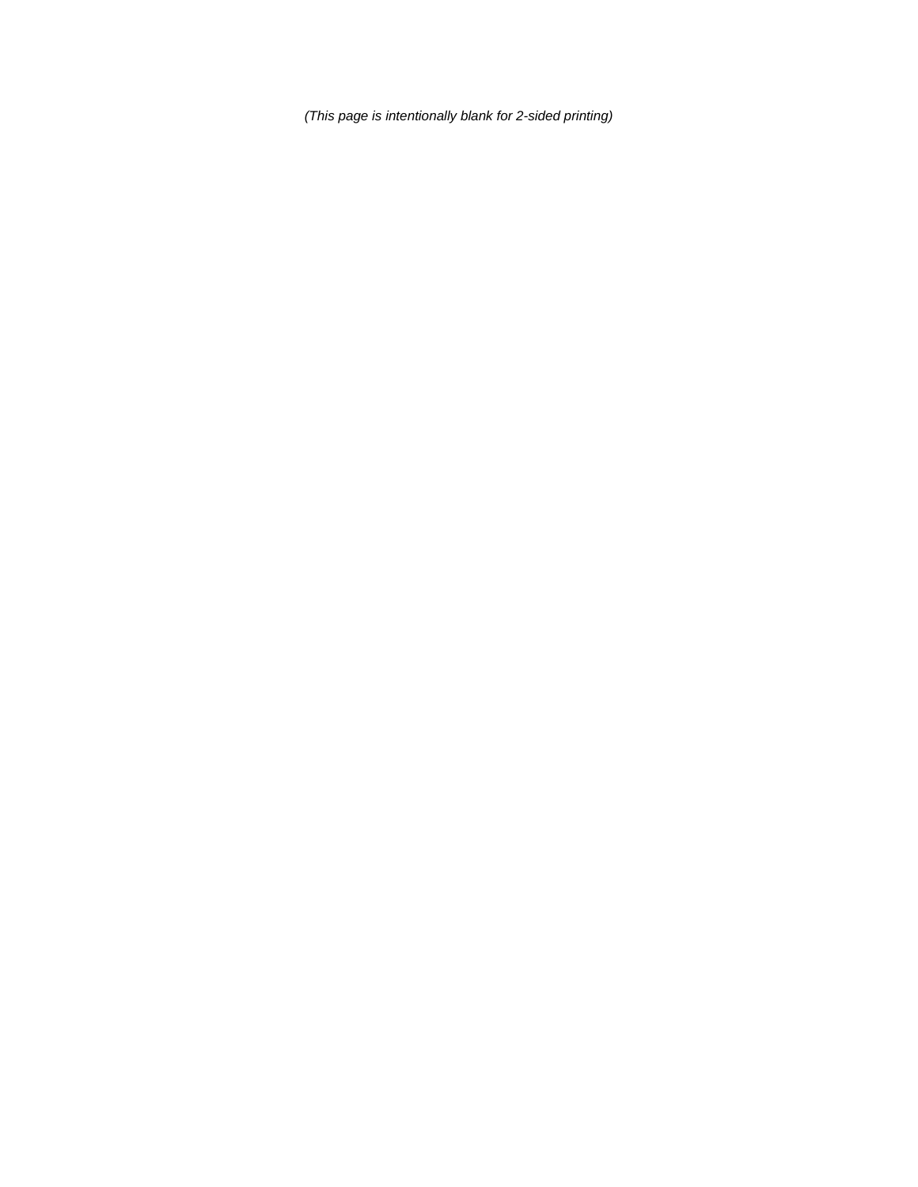*(This page is intentionally blank for 2-sided printing)*